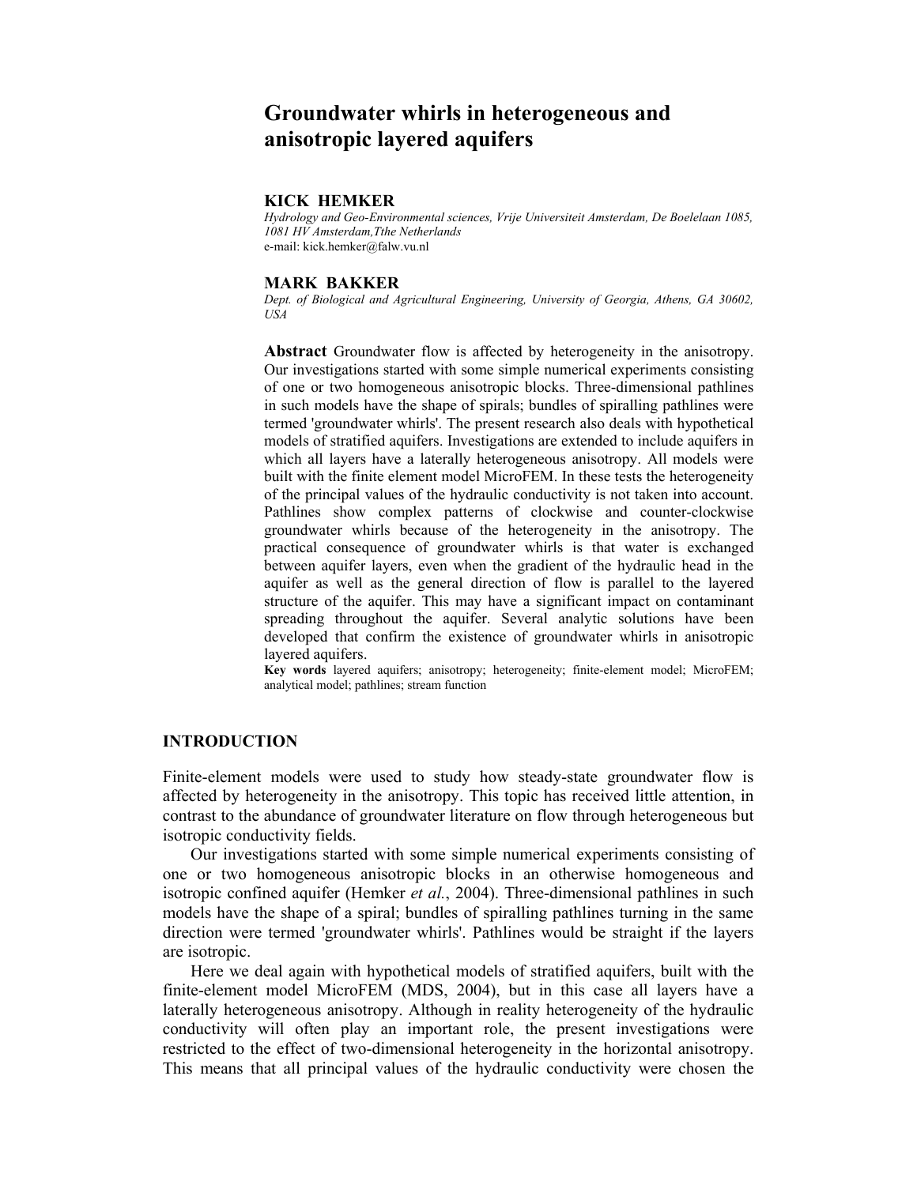# Groundwater whirls in heterogeneous and anisotropic layered aquifers

**KICK HEMKER**

*Hydrology and Geo-Environmental sciences, Vrije Universiteit Amsterdam, De Boelelaan 1085, 1081 HV Amsterdam,Tthe Netherlands*
e-mail: kick.hemker@falw.vu.nl

**MARK BAKKER**

*Dept. of Biological and Agricultural Engineering, University of Georgia, Athens, GA 30602, USA*

**Abstract** Groundwater flow is affected by heterogeneity in the anisotropy. Our investigations started with some simple numerical experiments consisting of one or two homogeneous anisotropic blocks. Three-dimensional pathlines in such models have the shape of spirals; bundles of spiralling pathlines were termed 'groundwater whirls'. The present research also deals with hypothetical models of stratified aquifers. Investigations are extended to include aquifers in which all layers have a laterally heterogeneous anisotropy. All models were built with the finite element model MicroFEM. In these tests the heterogeneity of the principal values of the hydraulic conductivity is not taken into account. Pathlines show complex patterns of clockwise and counter-clockwise groundwater whirls because of the heterogeneity in the anisotropy. The practical consequence of groundwater whirls is that water is exchanged between aquifer layers, even when the gradient of the hydraulic head in the aquifer as well as the general direction of flow is parallel to the layered structure of the aquifer. This may have a significant impact on contaminant spreading throughout the aquifer. Several analytic solutions have been developed that confirm the existence of groundwater whirls in anisotropic layered aquifers.

**Key words** layered aquifers; anisotropy; heterogeneity; finite-element model; MicroFEM; analytical model; pathlines; stream function

## INTRODUCTION

Finite-element models were used to study how steady-state groundwater flow is affected by heterogeneity in the anisotropy. This topic has received little attention, in contrast to the abundance of groundwater literature on flow through heterogeneous but isotropic conductivity fields.

Our investigations started with some simple numerical experiments consisting of one or two homogeneous anisotropic blocks in an otherwise homogeneous and isotropic confined aquifer (Hemker *et al.*, 2004). Three-dimensional pathlines in such models have the shape of a spiral; bundles of spiralling pathlines turning in the same direction were termed 'groundwater whirls'. Pathlines would be straight if the layers are isotropic.

Here we deal again with hypothetical models of stratified aquifers, built with the finite-element model MicroFEM (MDS, 2004), but in this case all layers have a laterally heterogeneous anisotropy. Although in reality heterogeneity of the hydraulic conductivity will often play an important role, the present investigations were restricted to the effect of two-dimensional heterogeneity in the horizontal anisotropy. This means that all principal values of the hydraulic conductivity were chosen the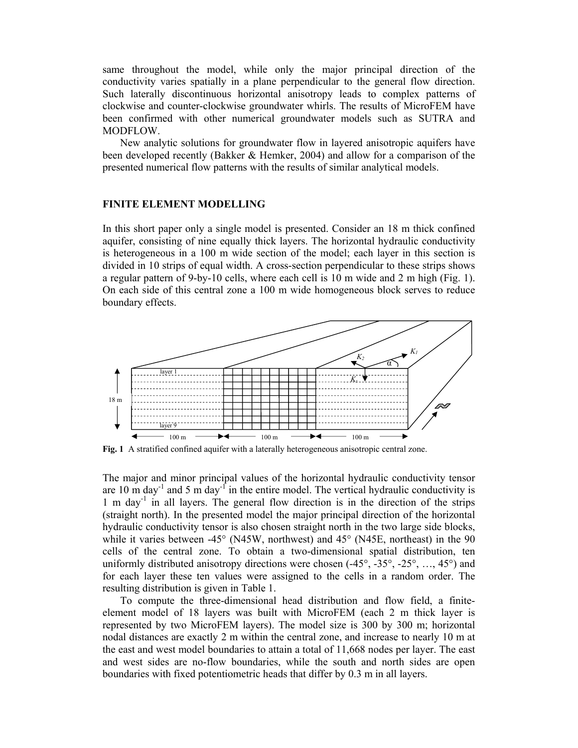same throughout the model, while only the major principal direction of the conductivity varies spatially in a plane perpendicular to the general flow direction. Such laterally discontinuous horizontal anisotropy leads to complex patterns of clockwise and counter-clockwise groundwater whirls. The results of MicroFEM have been confirmed with other numerical groundwater models such as SUTRA and MODFLOW.

New analytic solutions for groundwater flow in layered anisotropic aquifers have been developed recently (Bakker & Hemker, 2004) and allow for a comparison of the presented numerical flow patterns with the results of similar analytical models.

## FINITE ELEMENT MODELLING

In this short paper only a single model is presented. Consider an 18 m thick confined aquifer, consisting of nine equally thick layers. The horizontal hydraulic conductivity is heterogeneous in a 100 m wide section of the model; each layer in this section is divided in 10 strips of equal width. A cross-section perpendicular to these strips shows a regular pattern of 9-by-10 cells, where each cell is 10 m wide and 2 m high (Fig. 1). On each side of this central zone a 100 m wide homogeneous block serves to reduce boundary effects.

**Fig. 1** A stratified confined aquifer with a laterally heterogeneous anisotropic central zone.

The major and minor principal values of the horizontal hydraulic conductivity tensor are 10 m day$^{-1}$ and 5 m day$^{-1}$ in the entire model. The vertical hydraulic conductivity is 1 m day$^{-1}$ in all layers. The general flow direction is in the direction of the strips (straight north). In the presented model the major principal direction of the horizontal hydraulic conductivity tensor is also chosen straight north in the two large side blocks, while it varies between -45° (N45W, northwest) and 45° (N45E, northeast) in the 90 cells of the central zone. To obtain a two-dimensional spatial distribution, ten uniformly distributed anisotropy directions were chosen (-45°, -35°, -25°, …, 45°) and for each layer these ten values were assigned to the cells in a random order. The resulting distribution is given in Table 1.

To compute the three-dimensional head distribution and flow field, a finite-element model of 18 layers was built with MicroFEM (each 2 m thick layer is represented by two MicroFEM layers). The model size is 300 by 300 m; horizontal nodal distances are exactly 2 m within the central zone, and increase to nearly 10 m at the east and west model boundaries to attain a total of 11,668 nodes per layer. The east and west sides are no-flow boundaries, while the south and north sides are open boundaries with fixed potentiometric heads that differ by 0.3 m in all layers.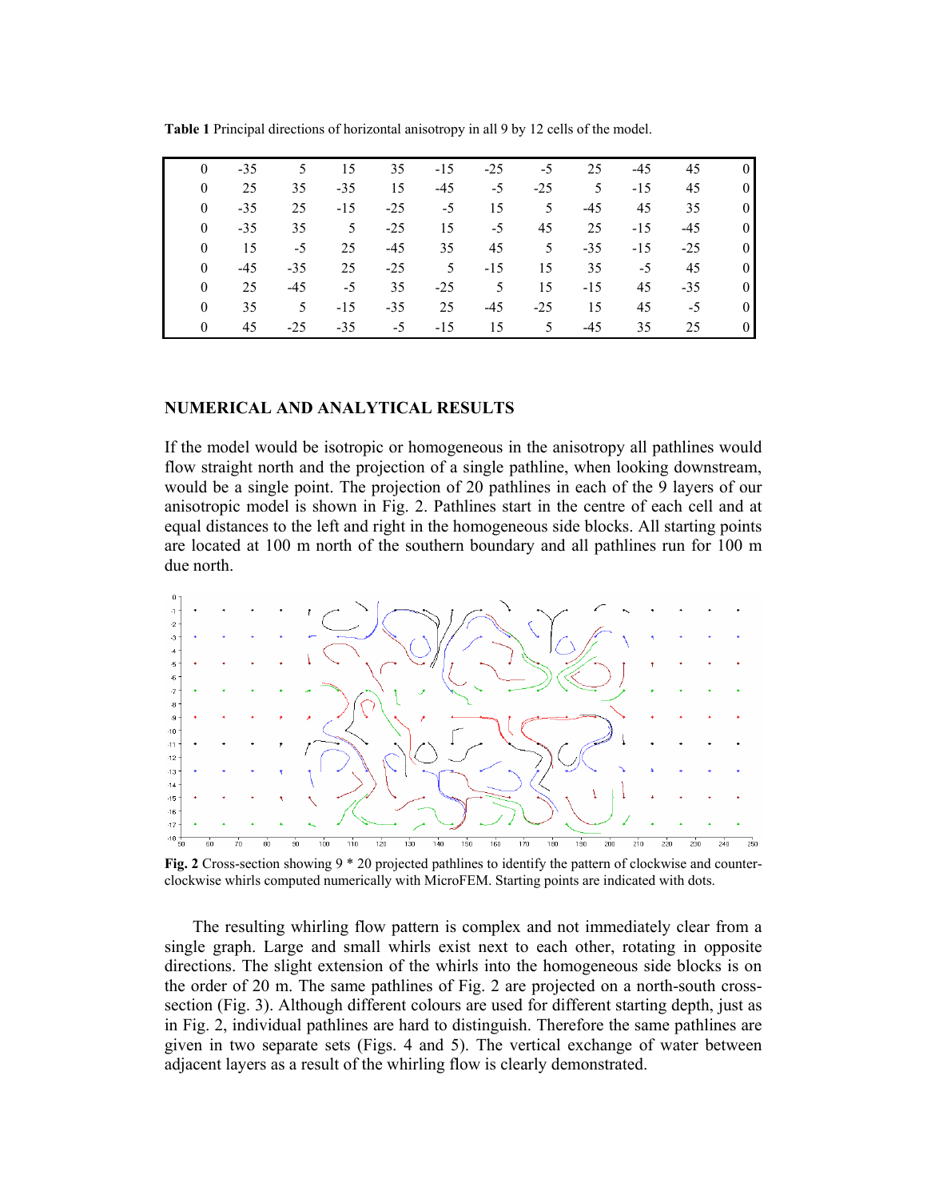**Table 1** Principal directions of horizontal anisotropy in all 9 by 12 cells of the model.

| | | | | | | | | | | | |
|---|---|---|---|---|---|---|---|---|---|---|---|
| 0 | -35 | 5 | 15 | 35 | -15 | -25 | -5 | 25 | -45 | 45 | 0 |
| 0 | 25 | 35 | -35 | 15 | -45 | -5 | -25 | 5 | -15 | 45 | 0 |
| 0 | -35 | 25 | -15 | -25 | -5 | 15 | 5 | -45 | 45 | 35 | 0 |
| 0 | -35 | 35 | 5 | -25 | 15 | -5 | 45 | 25 | -15 | -45 | 0 |
| 0 | 15 | -5 | 25 | -45 | 35 | 45 | 5 | -35 | -15 | -25 | 0 |
| 0 | -45 | -35 | 25 | -25 | 5 | -15 | 15 | 35 | -5 | 45 | 0 |
| 0 | 25 | -45 | -5 | 35 | -25 | 5 | 15 | -15 | 45 | -35 | 0 |
| 0 | 35 | 5 | -15 | -35 | 25 | -45 | -25 | 15 | 45 | -5 | 0 |
| 0 | 45 | -25 | -35 | -5 | -15 | 15 | 5 | -45 | 35 | 25 | 0 |

## NUMERICAL AND ANALYTICAL RESULTS

If the model would be isotropic or homogeneous in the anisotropy all pathlines would flow straight north and the projection of a single pathline, when looking downstream, would be a single point. The projection of 20 pathlines in each of the 9 layers of our anisotropic model is shown in Fig. 2. Pathlines start in the centre of each cell and at equal distances to the left and right in the homogeneous side blocks. All starting points are located at 100 m north of the southern boundary and all pathlines run for 100 m due north.

**Fig. 2** Cross-section showing 9 * 20 projected pathlines to identify the pattern of clockwise and counter-clockwise whirls computed numerically with MicroFEM. Starting points are indicated with dots.

The resulting whirling flow pattern is complex and not immediately clear from a single graph. Large and small whirls exist next to each other, rotating in opposite directions. The slight extension of the whirls into the homogeneous side blocks is on the order of 20 m. The same pathlines of Fig. 2 are projected on a north-south cross-section (Fig. 3). Although different colours are used for different starting depth, just as in Fig. 2, individual pathlines are hard to distinguish. Therefore the same pathlines are given in two separate sets (Figs. 4 and 5). The vertical exchange of water between adjacent layers as a result of the whirling flow is clearly demonstrated.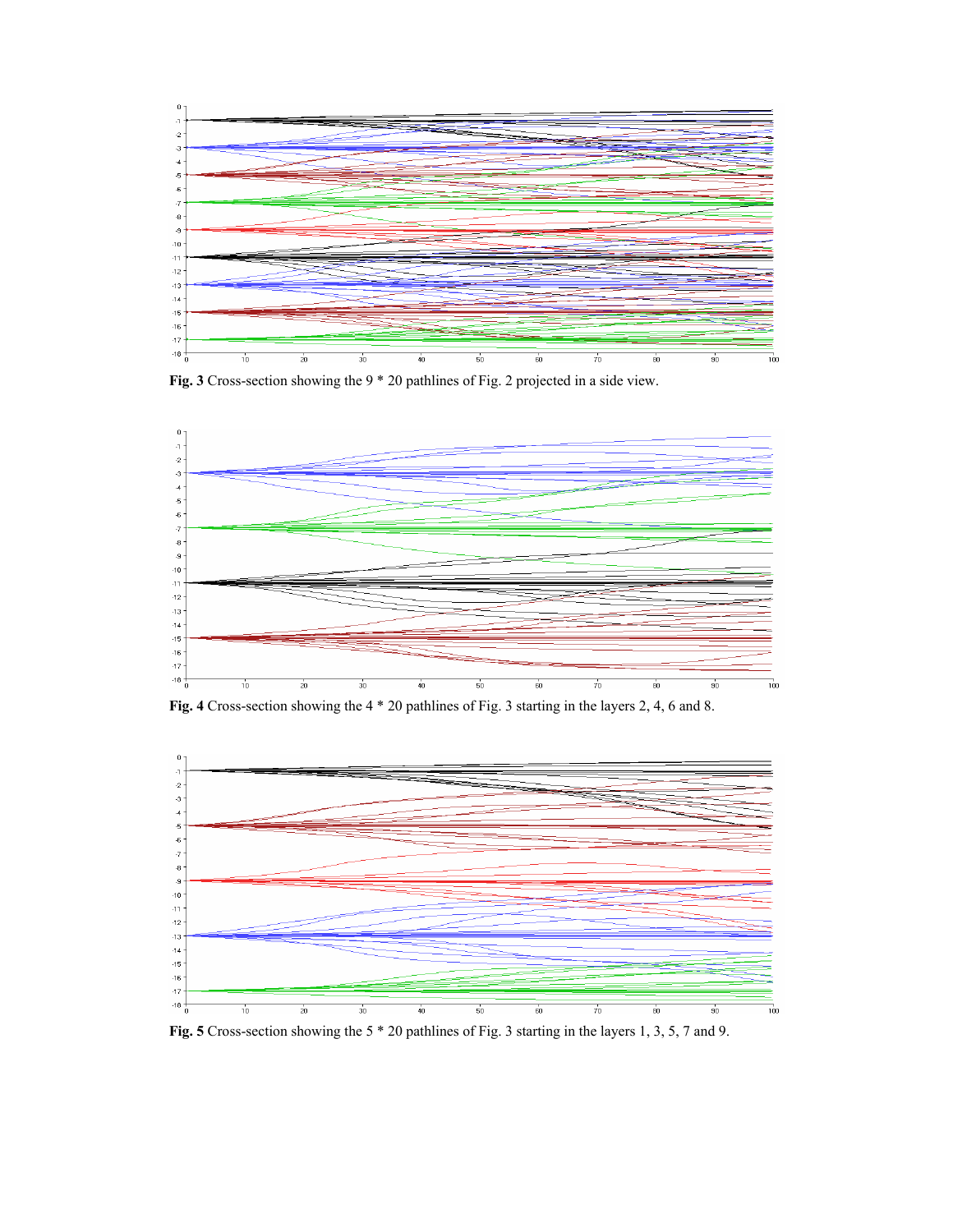**Fig. 3** Cross-section showing the 9 * 20 pathlines of Fig. 2 projected in a side view.

**Fig. 4** Cross-section showing the 4 * 20 pathlines of Fig. 3 starting in the layers 2, 4, 6 and 8.

**Fig. 5** Cross-section showing the 5 * 20 pathlines of Fig. 3 starting in the layers 1, 3, 5, 7 and 9.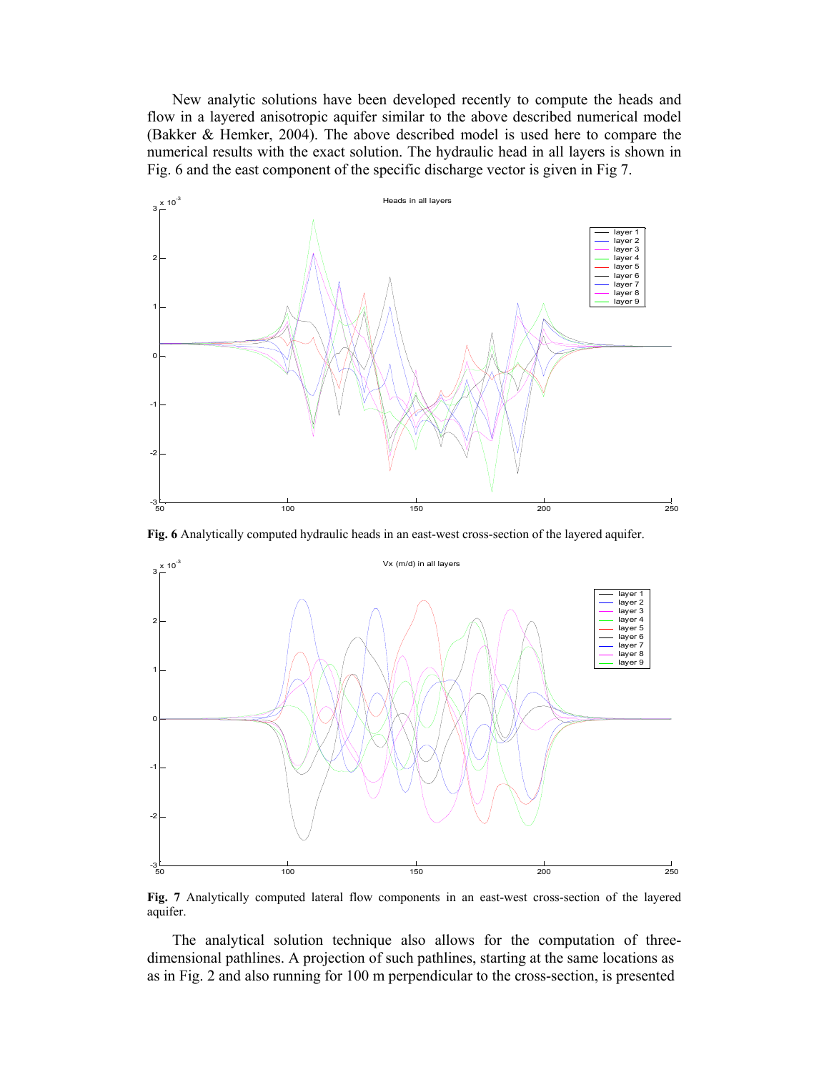New analytic solutions have been developed recently to compute the heads and flow in a layered anisotropic aquifer similar to the above described numerical model (Bakker & Hemker, 2004). The above described model is used here to compare the numerical results with the exact solution. The hydraulic head in all layers is shown in Fig. 6 and the east component of the specific discharge vector is given in Fig 7.

**Fig. 6** Analytically computed hydraulic heads in an east-west cross-section of the layered aquifer.

**Fig. 7** Analytically computed lateral flow components in an east-west cross-section of the layered aquifer.

The analytical solution technique also allows for the computation of three-dimensional pathlines. A projection of such pathlines, starting at the same locations as as in Fig. 2 and also running for 100 m perpendicular to the cross-section, is presented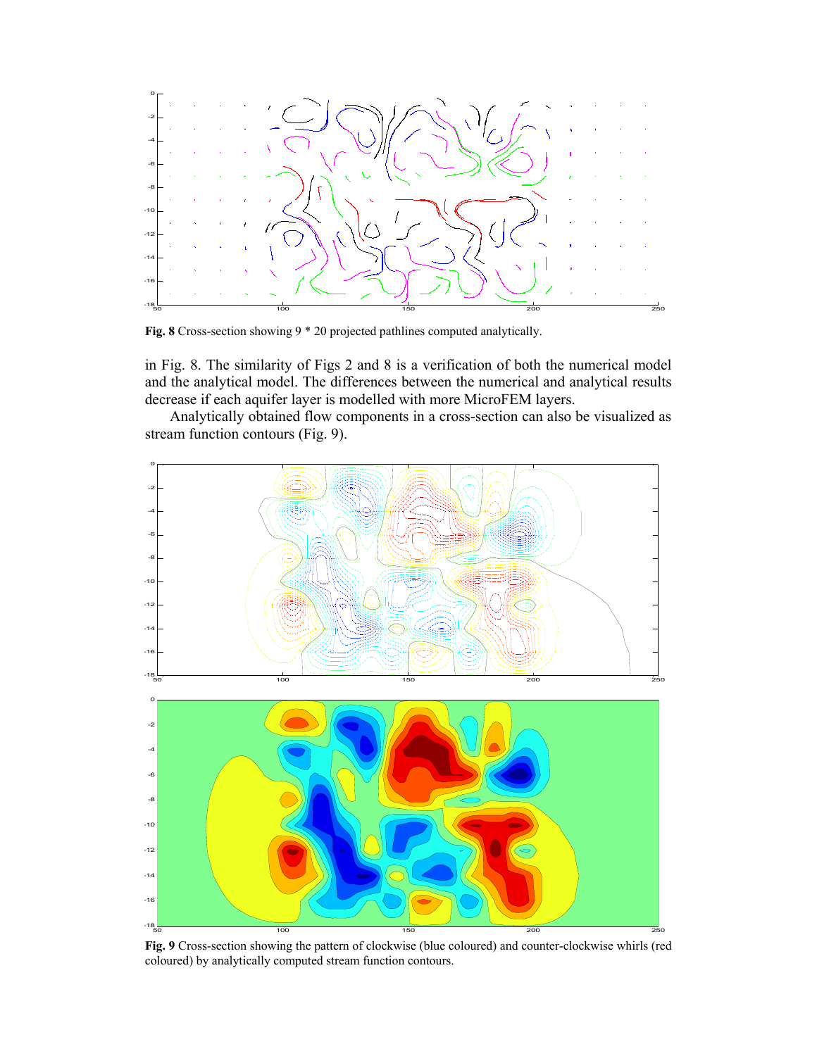**Fig. 8** Cross-section showing 9 * 20 projected pathlines computed analytically.

in Fig. 8. The similarity of Figs 2 and 8 is a verification of both the numerical model and the analytical model. The differences between the numerical and analytical results decrease if each aquifer layer is modelled with more MicroFEM layers.

Analytically obtained flow components in a cross-section can also be visualized as stream function contours (Fig. 9).

**Fig. 9** Cross-section showing the pattern of clockwise (blue coloured) and counter-clockwise whirls (red coloured) by analytically computed stream function contours.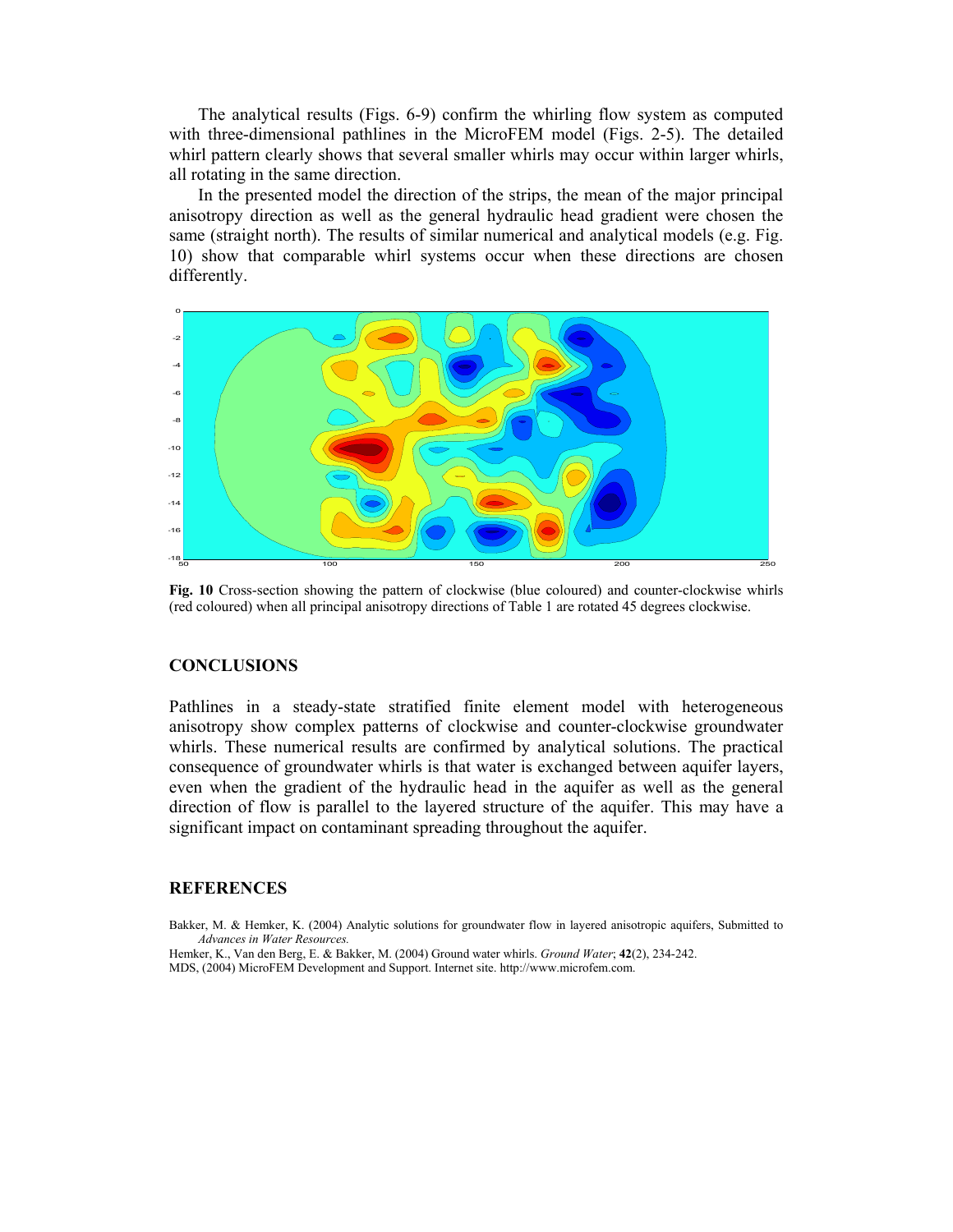The analytical results (Figs. 6-9) confirm the whirling flow system as computed with three-dimensional pathlines in the MicroFEM model (Figs. 2-5). The detailed whirl pattern clearly shows that several smaller whirls may occur within larger whirls, all rotating in the same direction.

In the presented model the direction of the strips, the mean of the major principal anisotropy direction as well as the general hydraulic head gradient were chosen the same (straight north). The results of similar numerical and analytical models (e.g. Fig. 10) show that comparable whirl systems occur when these directions are chosen differently.

0
-2
-4
-6
-8
-10
-12
-14
-16
-18
50
100
150
200
250

**Fig. 10** Cross-section showing the pattern of clockwise (blue coloured) and counter-clockwise whirls (red coloured) when all principal anisotropy directions of Table 1 are rotated 45 degrees clockwise.

## CONCLUSIONS

Pathlines in a steady-state stratified finite element model with heterogeneous anisotropy show complex patterns of clockwise and counter-clockwise groundwater whirls. These numerical results are confirmed by analytical solutions. The practical consequence of groundwater whirls is that water is exchanged between aquifer layers, even when the gradient of the hydraulic head in the aquifer as well as the general direction of flow is parallel to the layered structure of the aquifer. This may have a significant impact on contaminant spreading throughout the aquifer.

## REFERENCES

Bakker, M. & Hemker, K. (2004) Analytic solutions for groundwater flow in layered anisotropic aquifers, Submitted to *Advances in Water Resources.*

Hemker, K., Van den Berg, E. & Bakker, M. (2004) Ground water whirls. *Ground Water*; **42**(2), 234-242.

MDS, (2004) MicroFEM Development and Support. Internet site. http://www.microfem.com.